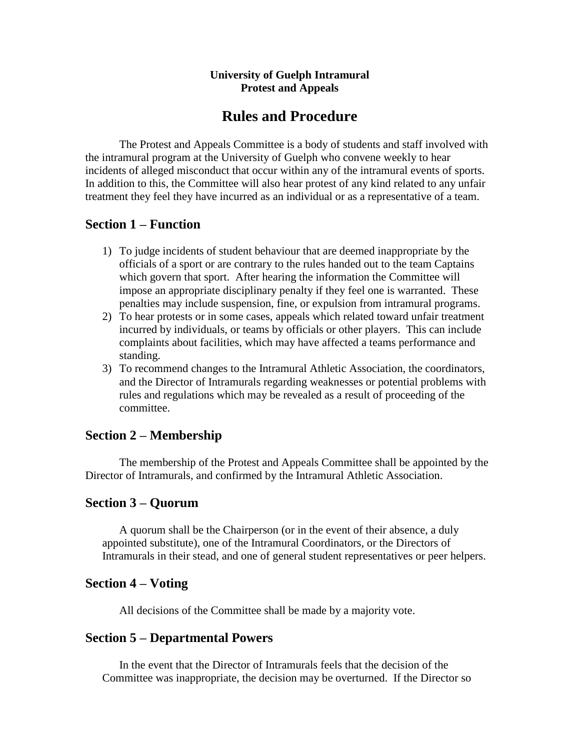**University of Guelph Intramural**
**Protest and Appeals**

# Rules and Procedure

The Protest and Appeals Committee is a body of students and staff involved with the intramural program at the University of Guelph who convene weekly to hear incidents of alleged misconduct that occur within any of the intramural events of sports. In addition to this, the Committee will also hear protest of any kind related to any unfair treatment they feel they have incurred as an individual or as a representative of a team.

## Section 1 – Function

1) To judge incidents of student behaviour that are deemed inappropriate by the officials of a sport or are contrary to the rules handed out to the team Captains which govern that sport. After hearing the information the Committee will impose an appropriate disciplinary penalty if they feel one is warranted. These penalties may include suspension, fine, or expulsion from intramural programs.
2) To hear protests or in some cases, appeals which related toward unfair treatment incurred by individuals, or teams by officials or other players. This can include complaints about facilities, which may have affected a teams performance and standing.
3) To recommend changes to the Intramural Athletic Association, the coordinators, and the Director of Intramurals regarding weaknesses or potential problems with rules and regulations which may be revealed as a result of proceeding of the committee.

## Section 2 – Membership

The membership of the Protest and Appeals Committee shall be appointed by the Director of Intramurals, and confirmed by the Intramural Athletic Association.

## Section 3 – Quorum

A quorum shall be the Chairperson (or in the event of their absence, a duly appointed substitute), one of the Intramural Coordinators, or the Directors of Intramurals in their stead, and one of general student representatives or peer helpers.

## Section 4 – Voting

All decisions of the Committee shall be made by a majority vote.

## Section 5 – Departmental Powers

In the event that the Director of Intramurals feels that the decision of the Committee was inappropriate, the decision may be overturned. If the Director so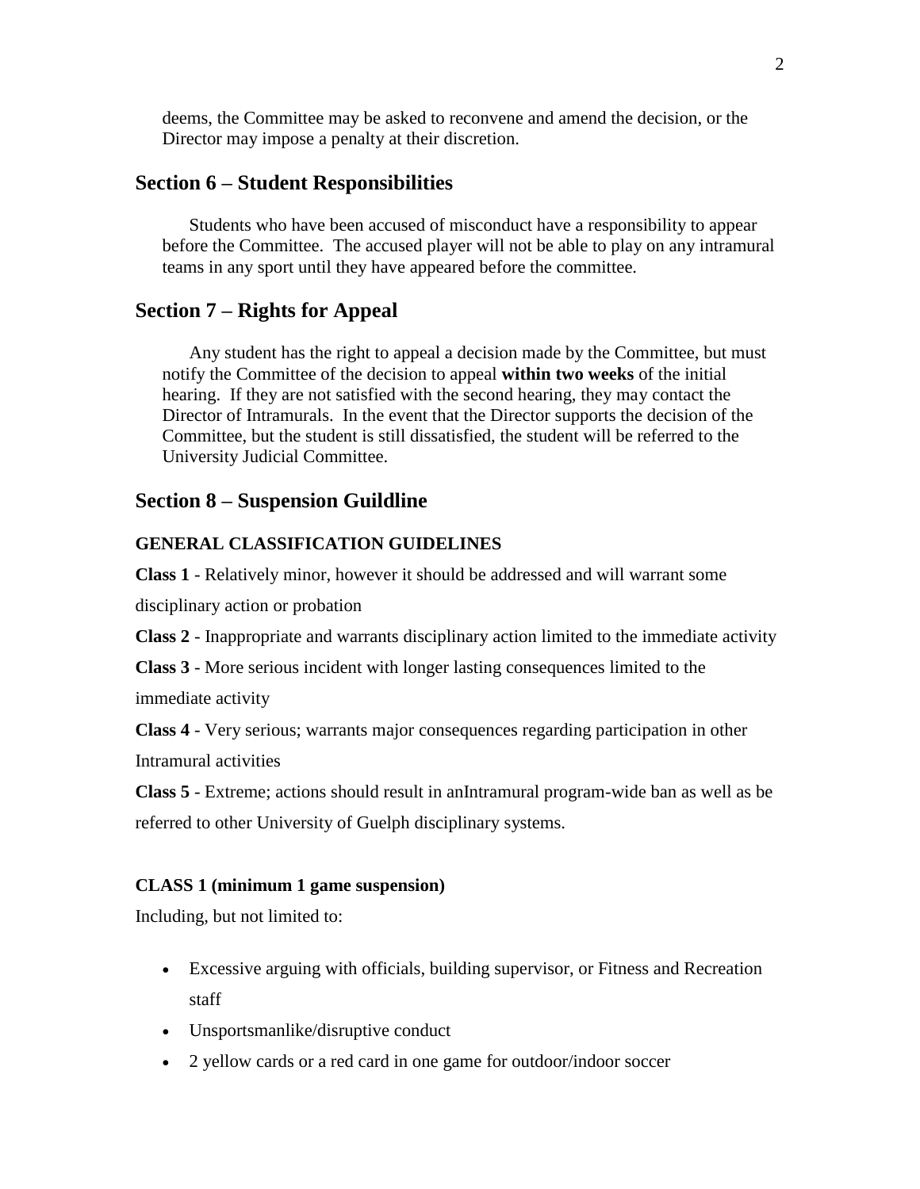deems, the Committee may be asked to reconvene and amend the decision, or the Director may impose a penalty at their discretion.

## Section 6 – Student Responsibilities

Students who have been accused of misconduct have a responsibility to appear before the Committee. The accused player will not be able to play on any intramural teams in any sport until they have appeared before the committee.

## Section 7 – Rights for Appeal

Any student has the right to appeal a decision made by the Committee, but must notify the Committee of the decision to appeal **within two weeks** of the initial hearing. If they are not satisfied with the second hearing, they may contact the Director of Intramurals. In the event that the Director supports the decision of the Committee, but the student is still dissatisfied, the student will be referred to the University Judicial Committee.

## Section 8 – Suspension Guildline

### GENERAL CLASSIFICATION GUIDELINES

**Class 1** - Relatively minor, however it should be addressed and will warrant some disciplinary action or probation

**Class 2** - Inappropriate and warrants disciplinary action limited to the immediate activity

**Class 3** - More serious incident with longer lasting consequences limited to the immediate activity

**Class 4** - Very serious; warrants major consequences regarding participation in other Intramural activities

**Class 5** - Extreme; actions should result in anIntramural program-wide ban as well as be referred to other University of Guelph disciplinary systems.

### CLASS 1 (minimum 1 game suspension)

Including, but not limited to:

- Excessive arguing with officials, building supervisor, or Fitness and Recreation staff
- Unsportsmanlike/disruptive conduct
- 2 yellow cards or a red card in one game for outdoor/indoor soccer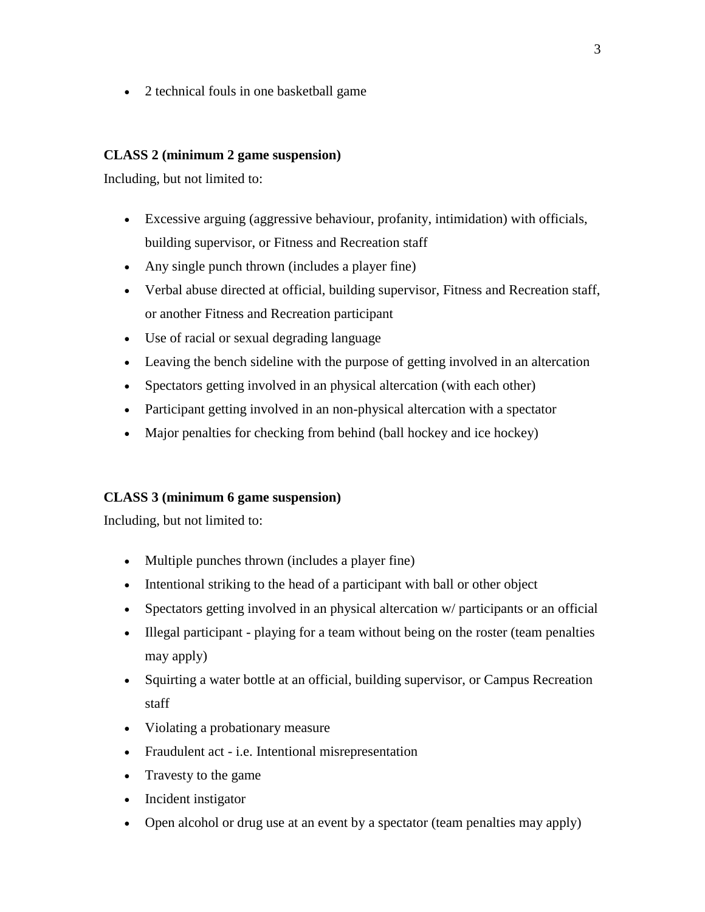- 2 technical fouls in one basketball game

**CLASS 2 (minimum 2 game suspension)**

Including, but not limited to:

- Excessive arguing (aggressive behaviour, profanity, intimidation) with officials, building supervisor, or Fitness and Recreation staff
- Any single punch thrown (includes a player fine)
- Verbal abuse directed at official, building supervisor, Fitness and Recreation staff, or another Fitness and Recreation participant
- Use of racial or sexual degrading language
- Leaving the bench sideline with the purpose of getting involved in an altercation
- Spectators getting involved in an physical altercation (with each other)
- Participant getting involved in an non-physical altercation with a spectator
- Major penalties for checking from behind (ball hockey and ice hockey)

**CLASS 3 (minimum 6 game suspension)**

Including, but not limited to:

- Multiple punches thrown (includes a player fine)
- Intentional striking to the head of a participant with ball or other object
- Spectators getting involved in an physical altercation w/ participants or an official
- Illegal participant - playing for a team without being on the roster (team penalties may apply)
- Squirting a water bottle at an official, building supervisor, or Campus Recreation staff
- Violating a probationary measure
- Fraudulent act - i.e. Intentional misrepresentation
- Travesty to the game
- Incident instigator
- Open alcohol or drug use at an event by a spectator (team penalties may apply)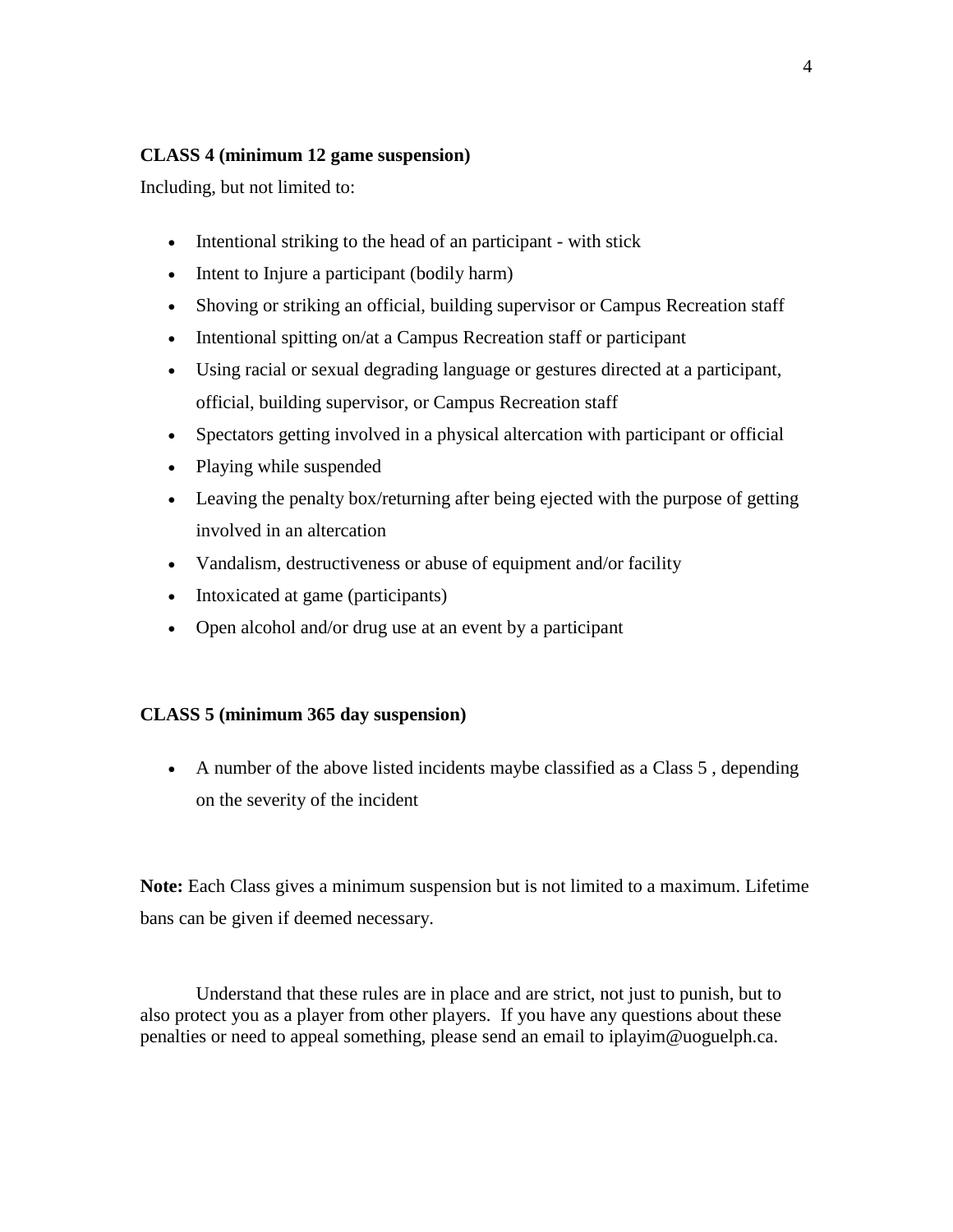**CLASS 4 (minimum 12 game suspension)**

Including, but not limited to:

- Intentional striking to the head of an participant - with stick
- Intent to Injure a participant (bodily harm)
- Shoving or striking an official, building supervisor or Campus Recreation staff
- Intentional spitting on/at a Campus Recreation staff or participant
- Using racial or sexual degrading language or gestures directed at a participant, official, building supervisor, or Campus Recreation staff
- Spectators getting involved in a physical altercation with participant or official
- Playing while suspended
- Leaving the penalty box/returning after being ejected with the purpose of getting involved in an altercation
- Vandalism, destructiveness or abuse of equipment and/or facility
- Intoxicated at game (participants)
- Open alcohol and/or drug use at an event by a participant

**CLASS 5 (minimum 365 day suspension)**

- A number of the above listed incidents maybe classified as a Class 5 , depending on the severity of the incident

**Note:** Each Class gives a minimum suspension but is not limited to a maximum. Lifetime bans can be given if deemed necessary.

Understand that these rules are in place and are strict, not just to punish, but to also protect you as a player from other players. If you have any questions about these penalties or need to appeal something, please send an email to iplayim@uoguelph.ca.